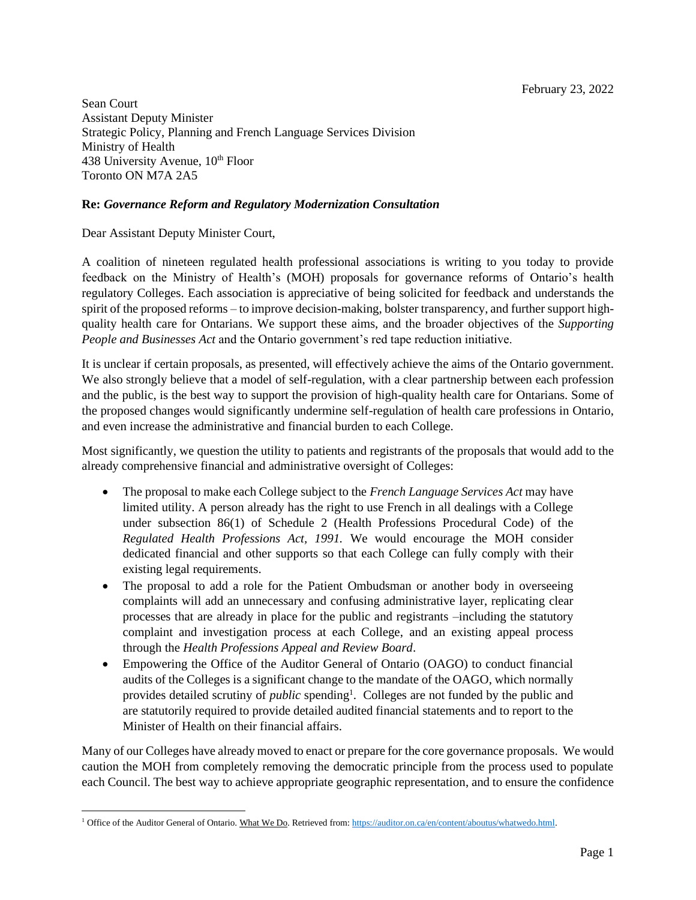February 23, 2022

Sean Court
Assistant Deputy Minister
Strategic Policy, Planning and French Language Services Division
Ministry of Health
438 University Avenue, 10th Floor
Toronto ON M7A 2A5

**Re: *Governance Reform and Regulatory Modernization Consultation***

Dear Assistant Deputy Minister Court,

A coalition of nineteen regulated health professional associations is writing to you today to provide feedback on the Ministry of Health's (MOH) proposals for governance reforms of Ontario's health regulatory Colleges. Each association is appreciative of being solicited for feedback and understands the spirit of the proposed reforms – to improve decision-making, bolster transparency, and further support high-quality health care for Ontarians. We support these aims, and the broader objectives of the *Supporting People and Businesses Act* and the Ontario government's red tape reduction initiative.

It is unclear if certain proposals, as presented, will effectively achieve the aims of the Ontario government. We also strongly believe that a model of self-regulation, with a clear partnership between each profession and the public, is the best way to support the provision of high-quality health care for Ontarians. Some of the proposed changes would significantly undermine self-regulation of health care professions in Ontario, and even increase the administrative and financial burden to each College.

Most significantly, we question the utility to patients and registrants of the proposals that would add to the already comprehensive financial and administrative oversight of Colleges:

- The proposal to make each College subject to the *French Language Services Act* may have limited utility. A person already has the right to use French in all dealings with a College under subsection 86(1) of Schedule 2 (Health Professions Procedural Code) of the *Regulated Health Professions Act, 1991.* We would encourage the MOH consider dedicated financial and other supports so that each College can fully comply with their existing legal requirements.
- The proposal to add a role for the Patient Ombudsman or another body in overseeing complaints will add an unnecessary and confusing administrative layer, replicating clear processes that are already in place for the public and registrants –including the statutory complaint and investigation process at each College, and an existing appeal process through the *Health Professions Appeal and Review Board*.
- Empowering the Office of the Auditor General of Ontario (OAGO) to conduct financial audits of the Colleges is a significant change to the mandate of the OAGO, which normally provides detailed scrutiny of *public* spending[1]. Colleges are not funded by the public and are statutorily required to provide detailed audited financial statements and to report to the Minister of Health on their financial affairs.

Many of our Colleges have already moved to enact or prepare for the core governance proposals. We would caution the MOH from completely removing the democratic principle from the process used to populate each Council. The best way to achieve appropriate geographic representation, and to ensure the confidence

---

[1] Office of the Auditor General of Ontario. What We Do. Retrieved from: https://auditor.on.ca/en/content/aboutus/whatwedo.html.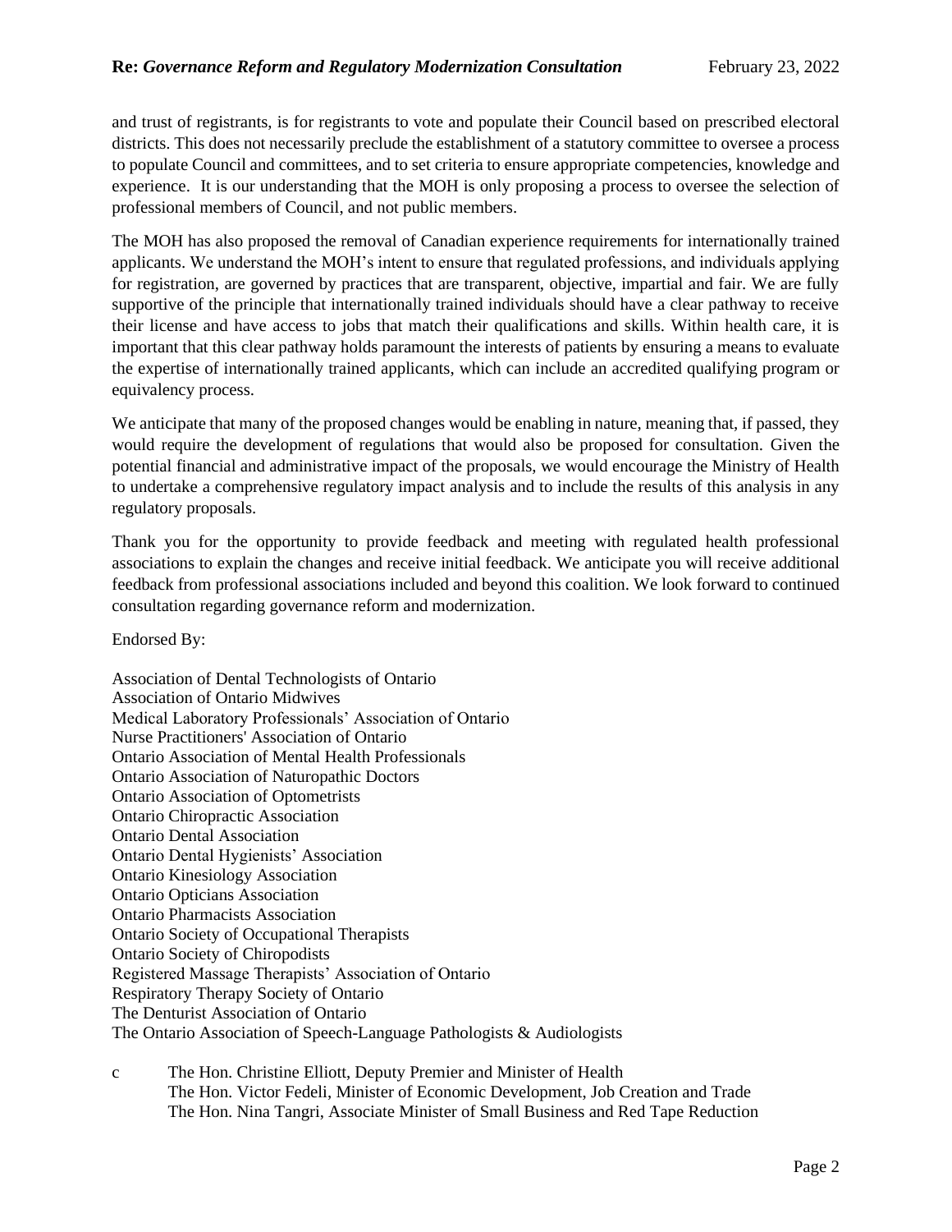and trust of registrants, is for registrants to vote and populate their Council based on prescribed electoral districts. This does not necessarily preclude the establishment of a statutory committee to oversee a process to populate Council and committees, and to set criteria to ensure appropriate competencies, knowledge and experience. It is our understanding that the MOH is only proposing a process to oversee the selection of professional members of Council, and not public members.

The MOH has also proposed the removal of Canadian experience requirements for internationally trained applicants. We understand the MOH's intent to ensure that regulated professions, and individuals applying for registration, are governed by practices that are transparent, objective, impartial and fair. We are fully supportive of the principle that internationally trained individuals should have a clear pathway to receive their license and have access to jobs that match their qualifications and skills. Within health care, it is important that this clear pathway holds paramount the interests of patients by ensuring a means to evaluate the expertise of internationally trained applicants, which can include an accredited qualifying program or equivalency process.

We anticipate that many of the proposed changes would be enabling in nature, meaning that, if passed, they would require the development of regulations that would also be proposed for consultation. Given the potential financial and administrative impact of the proposals, we would encourage the Ministry of Health to undertake a comprehensive regulatory impact analysis and to include the results of this analysis in any regulatory proposals.

Thank you for the opportunity to provide feedback and meeting with regulated health professional associations to explain the changes and receive initial feedback. We anticipate you will receive additional feedback from professional associations included and beyond this coalition. We look forward to continued consultation regarding governance reform and modernization.

Endorsed By:

Association of Dental Technologists of Ontario
Association of Ontario Midwives
Medical Laboratory Professionals' Association of Ontario
Nurse Practitioners' Association of Ontario
Ontario Association of Mental Health Professionals
Ontario Association of Naturopathic Doctors
Ontario Association of Optometrists
Ontario Chiropractic Association
Ontario Dental Association
Ontario Dental Hygienists' Association
Ontario Kinesiology Association
Ontario Opticians Association
Ontario Pharmacists Association
Ontario Society of Occupational Therapists
Ontario Society of Chiropodists
Registered Massage Therapists' Association of Ontario
Respiratory Therapy Society of Ontario
The Denturist Association of Ontario
The Ontario Association of Speech-Language Pathologists & Audiologists

c The Hon. Christine Elliott, Deputy Premier and Minister of Health
The Hon. Victor Fedeli, Minister of Economic Development, Job Creation and Trade
The Hon. Nina Tangri, Associate Minister of Small Business and Red Tape Reduction